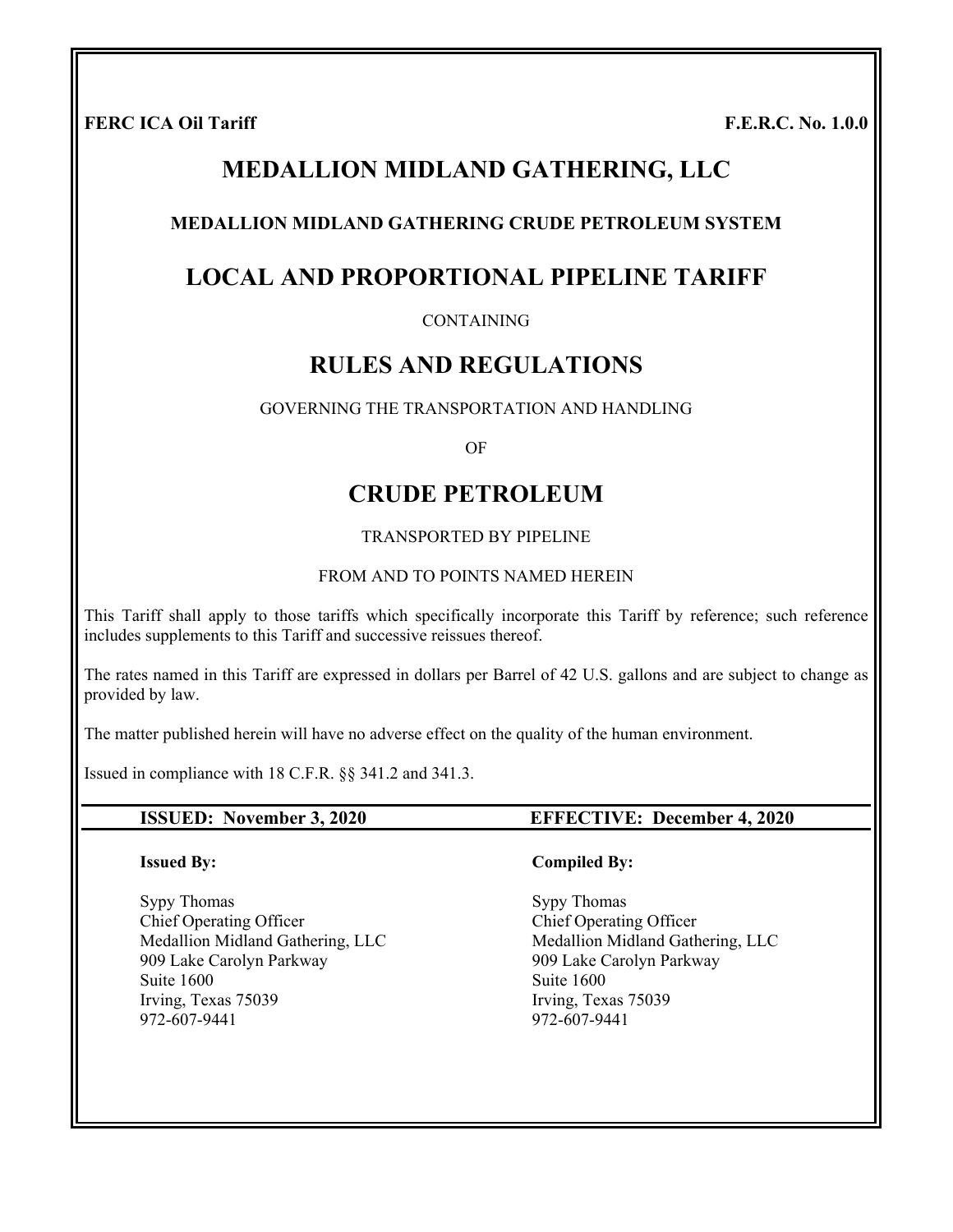**FERC ICA Oil Tariff** **F.E.R.C. No. 1.0.0**

# MEDALLION MIDLAND GATHERING, LLC

### MEDALLION MIDLAND GATHERING CRUDE PETROLEUM SYSTEM

## LOCAL AND PROPORTIONAL PIPELINE TARIFF

CONTAINING

## RULES AND REGULATIONS

GOVERNING THE TRANSPORTATION AND HANDLING

OF

## CRUDE PETROLEUM

TRANSPORTED BY PIPELINE

FROM AND TO POINTS NAMED HEREIN

This Tariff shall apply to those tariffs which specifically incorporate this Tariff by reference; such reference includes supplements to this Tariff and successive reissues thereof.

The rates named in this Tariff are expressed in dollars per Barrel of 42 U.S. gallons and are subject to change as provided by law.

The matter published herein will have no adverse effect on the quality of the human environment.

Issued in compliance with 18 C.F.R. §§ 341.2 and 341.3.

**ISSUED: November 3, 2020** **EFFECTIVE: December 4, 2020**

**Issued By:**

Sypy Thomas
Chief Operating Officer
Medallion Midland Gathering, LLC
909 Lake Carolyn Parkway
Suite 1600
Irving, Texas 75039
972-607-9441

**Compiled By:**

Sypy Thomas
Chief Operating Officer
Medallion Midland Gathering, LLC
909 Lake Carolyn Parkway
Suite 1600
Irving, Texas 75039
972-607-9441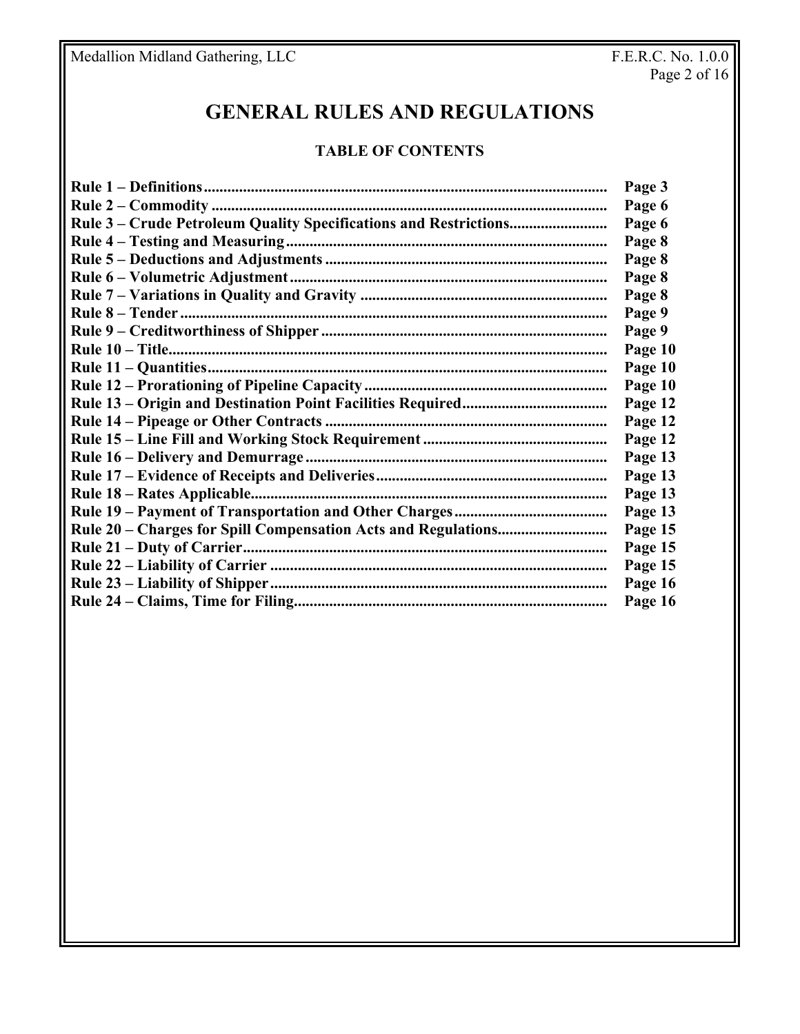# GENERAL RULES AND REGULATIONS

### TABLE OF CONTENTS

| | |
|---|---|
| **Rule 1 – Definitions** | **Page 3** |
| **Rule 2 – Commodity** | **Page 6** |
| **Rule 3 – Crude Petroleum Quality Specifications and Restrictions** | **Page 6** |
| **Rule 4 – Testing and Measuring** | **Page 8** |
| **Rule 5 – Deductions and Adjustments** | **Page 8** |
| **Rule 6 – Volumetric Adjustment** | **Page 8** |
| **Rule 7 – Variations in Quality and Gravity** | **Page 8** |
| **Rule 8 – Tender** | **Page 9** |
| **Rule 9 – Creditworthiness of Shipper** | **Page 9** |
| **Rule 10 – Title** | **Page 10** |
| **Rule 11 – Quantities** | **Page 10** |
| **Rule 12 – Prorationing of Pipeline Capacity** | **Page 10** |
| **Rule 13 – Origin and Destination Point Facilities Required** | **Page 12** |
| **Rule 14 – Pipeage or Other Contracts** | **Page 12** |
| **Rule 15 – Line Fill and Working Stock Requirement** | **Page 12** |
| **Rule 16 – Delivery and Demurrage** | **Page 13** |
| **Rule 17 – Evidence of Receipts and Deliveries** | **Page 13** |
| **Rule 18 – Rates Applicable** | **Page 13** |
| **Rule 19 – Payment of Transportation and Other Charges** | **Page 13** |
| **Rule 20 – Charges for Spill Compensation Acts and Regulations** | **Page 15** |
| **Rule 21 – Duty of Carrier** | **Page 15** |
| **Rule 22 – Liability of Carrier** | **Page 15** |
| **Rule 23 – Liability of Shipper** | **Page 16** |
| **Rule 24 – Claims, Time for Filing** | **Page 16** |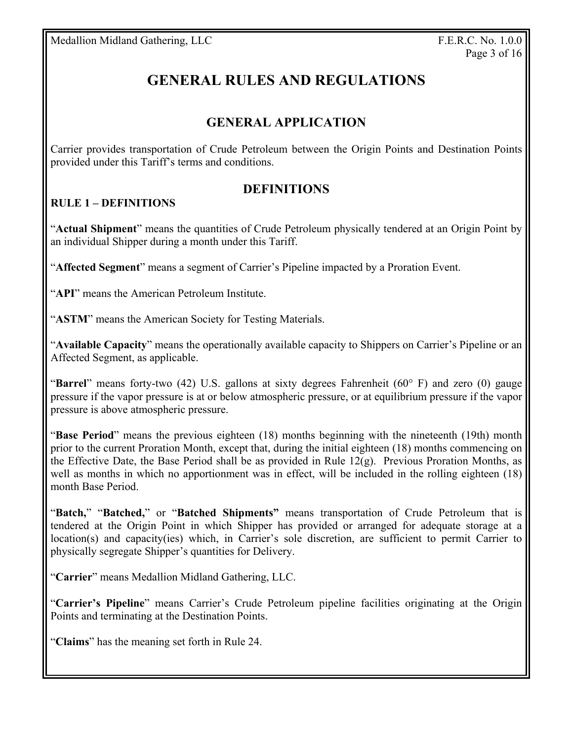# GENERAL RULES AND REGULATIONS

## GENERAL APPLICATION

Carrier provides transportation of Crude Petroleum between the Origin Points and Destination Points provided under this Tariff's terms and conditions.

## DEFINITIONS

### RULE 1 – DEFINITIONS

"**Actual Shipment**" means the quantities of Crude Petroleum physically tendered at an Origin Point by an individual Shipper during a month under this Tariff.

"**Affected Segment**" means a segment of Carrier's Pipeline impacted by a Proration Event.

"**API**" means the American Petroleum Institute.

"**ASTM**" means the American Society for Testing Materials.

"**Available Capacity**" means the operationally available capacity to Shippers on Carrier's Pipeline or an Affected Segment, as applicable.

"**Barrel**" means forty-two (42) U.S. gallons at sixty degrees Fahrenheit (60° F) and zero (0) gauge pressure if the vapor pressure is at or below atmospheric pressure, or at equilibrium pressure if the vapor pressure is above atmospheric pressure.

"**Base Period**" means the previous eighteen (18) months beginning with the nineteenth (19th) month prior to the current Proration Month, except that, during the initial eighteen (18) months commencing on the Effective Date, the Base Period shall be as provided in Rule 12(g). Previous Proration Months, as well as months in which no apportionment was in effect, will be included in the rolling eighteen (18) month Base Period.

"**Batch,**" "**Batched,**" or "**Batched Shipments"** means transportation of Crude Petroleum that is tendered at the Origin Point in which Shipper has provided or arranged for adequate storage at a location(s) and capacity(ies) which, in Carrier's sole discretion, are sufficient to permit Carrier to physically segregate Shipper's quantities for Delivery.

"**Carrier**" means Medallion Midland Gathering, LLC.

"**Carrier's Pipeline**" means Carrier's Crude Petroleum pipeline facilities originating at the Origin Points and terminating at the Destination Points.

"**Claims**" has the meaning set forth in Rule 24.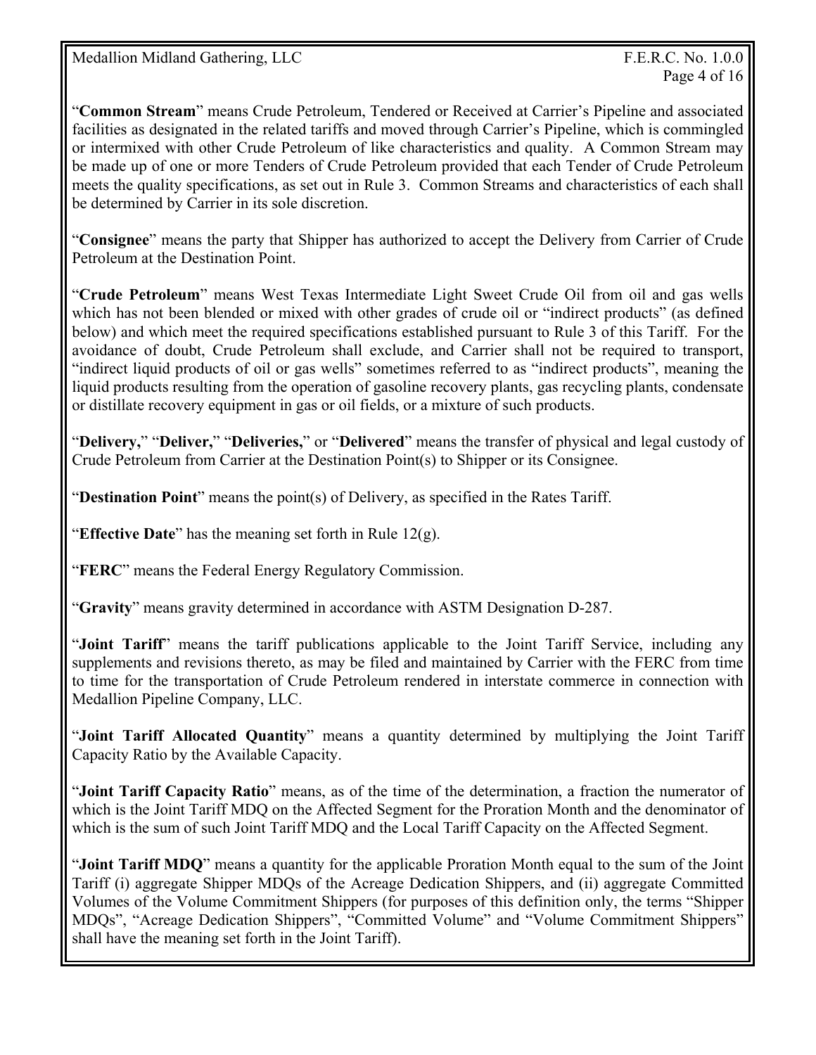"**Common Stream**" means Crude Petroleum, Tendered or Received at Carrier's Pipeline and associated facilities as designated in the related tariffs and moved through Carrier's Pipeline, which is commingled or intermixed with other Crude Petroleum of like characteristics and quality. A Common Stream may be made up of one or more Tenders of Crude Petroleum provided that each Tender of Crude Petroleum meets the quality specifications, as set out in Rule 3. Common Streams and characteristics of each shall be determined by Carrier in its sole discretion.

"**Consignee**" means the party that Shipper has authorized to accept the Delivery from Carrier of Crude Petroleum at the Destination Point.

"**Crude Petroleum**" means West Texas Intermediate Light Sweet Crude Oil from oil and gas wells which has not been blended or mixed with other grades of crude oil or "indirect products" (as defined below) and which meet the required specifications established pursuant to Rule 3 of this Tariff. For the avoidance of doubt, Crude Petroleum shall exclude, and Carrier shall not be required to transport, "indirect liquid products of oil or gas wells" sometimes referred to as "indirect products", meaning the liquid products resulting from the operation of gasoline recovery plants, gas recycling plants, condensate or distillate recovery equipment in gas or oil fields, or a mixture of such products.

"**Delivery,**" "**Deliver,**" "**Deliveries,**" or "**Delivered**" means the transfer of physical and legal custody of Crude Petroleum from Carrier at the Destination Point(s) to Shipper or its Consignee.

"**Destination Point**" means the point(s) of Delivery, as specified in the Rates Tariff.

"**Effective Date**" has the meaning set forth in Rule 12(g).

"**FERC**" means the Federal Energy Regulatory Commission.

"**Gravity**" means gravity determined in accordance with ASTM Designation D-287.

"**Joint Tariff**" means the tariff publications applicable to the Joint Tariff Service, including any supplements and revisions thereto, as may be filed and maintained by Carrier with the FERC from time to time for the transportation of Crude Petroleum rendered in interstate commerce in connection with Medallion Pipeline Company, LLC.

"**Joint Tariff Allocated Quantity**" means a quantity determined by multiplying the Joint Tariff Capacity Ratio by the Available Capacity.

"**Joint Tariff Capacity Ratio**" means, as of the time of the determination, a fraction the numerator of which is the Joint Tariff MDQ on the Affected Segment for the Proration Month and the denominator of which is the sum of such Joint Tariff MDQ and the Local Tariff Capacity on the Affected Segment.

"**Joint Tariff MDQ**" means a quantity for the applicable Proration Month equal to the sum of the Joint Tariff (i) aggregate Shipper MDQs of the Acreage Dedication Shippers, and (ii) aggregate Committed Volumes of the Volume Commitment Shippers (for purposes of this definition only, the terms "Shipper MDQs", "Acreage Dedication Shippers", "Committed Volume" and "Volume Commitment Shippers" shall have the meaning set forth in the Joint Tariff).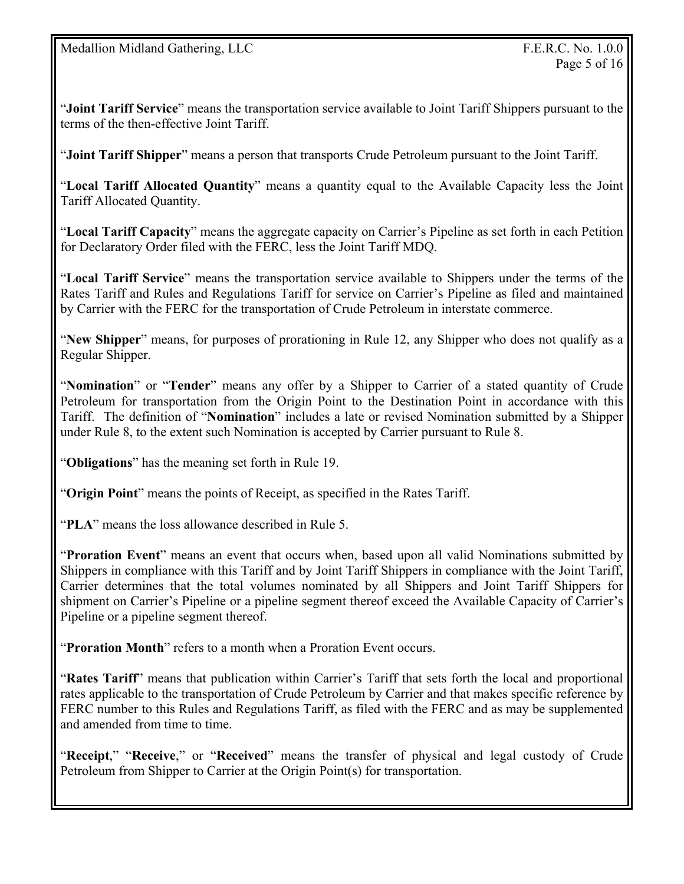"**Joint Tariff Service**" means the transportation service available to Joint Tariff Shippers pursuant to the terms of the then-effective Joint Tariff.

"**Joint Tariff Shipper**" means a person that transports Crude Petroleum pursuant to the Joint Tariff.

"**Local Tariff Allocated Quantity**" means a quantity equal to the Available Capacity less the Joint Tariff Allocated Quantity.

"**Local Tariff Capacity**" means the aggregate capacity on Carrier's Pipeline as set forth in each Petition for Declaratory Order filed with the FERC, less the Joint Tariff MDQ.

"**Local Tariff Service**" means the transportation service available to Shippers under the terms of the Rates Tariff and Rules and Regulations Tariff for service on Carrier's Pipeline as filed and maintained by Carrier with the FERC for the transportation of Crude Petroleum in interstate commerce.

"**New Shipper**" means, for purposes of prorationing in Rule 12, any Shipper who does not qualify as a Regular Shipper.

"**Nomination**" or "**Tender**" means any offer by a Shipper to Carrier of a stated quantity of Crude Petroleum for transportation from the Origin Point to the Destination Point in accordance with this Tariff. The definition of "**Nomination**" includes a late or revised Nomination submitted by a Shipper under Rule 8, to the extent such Nomination is accepted by Carrier pursuant to Rule 8.

"**Obligations**" has the meaning set forth in Rule 19.

"**Origin Point**" means the points of Receipt, as specified in the Rates Tariff.

"**PLA**" means the loss allowance described in Rule 5.

"**Proration Event**" means an event that occurs when, based upon all valid Nominations submitted by Shippers in compliance with this Tariff and by Joint Tariff Shippers in compliance with the Joint Tariff, Carrier determines that the total volumes nominated by all Shippers and Joint Tariff Shippers for shipment on Carrier's Pipeline or a pipeline segment thereof exceed the Available Capacity of Carrier's Pipeline or a pipeline segment thereof.

"**Proration Month**" refers to a month when a Proration Event occurs.

"**Rates Tariff**" means that publication within Carrier's Tariff that sets forth the local and proportional rates applicable to the transportation of Crude Petroleum by Carrier and that makes specific reference by FERC number to this Rules and Regulations Tariff, as filed with the FERC and as may be supplemented and amended from time to time.

"**Receipt**," "**Receive**," or "**Received**" means the transfer of physical and legal custody of Crude Petroleum from Shipper to Carrier at the Origin Point(s) for transportation.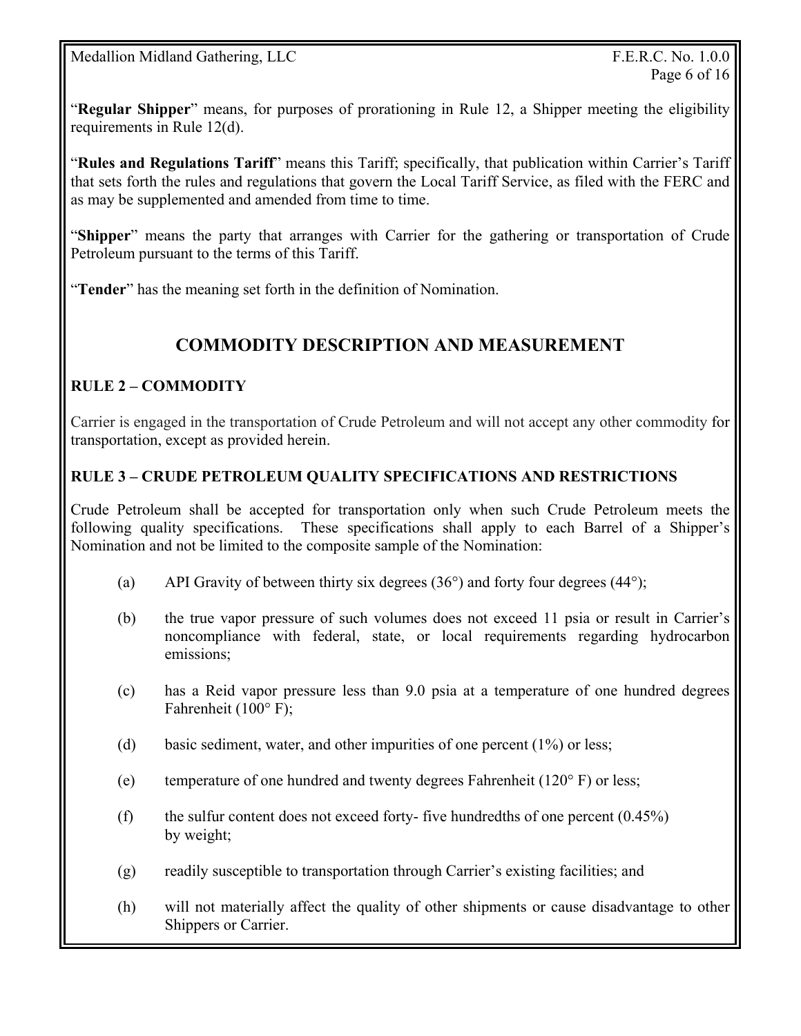"**Regular Shipper**" means, for purposes of prorationing in Rule 12, a Shipper meeting the eligibility requirements in Rule 12(d).

"**Rules and Regulations Tariff**" means this Tariff; specifically, that publication within Carrier's Tariff that sets forth the rules and regulations that govern the Local Tariff Service, as filed with the FERC and as may be supplemented and amended from time to time.

"**Shipper**" means the party that arranges with Carrier for the gathering or transportation of Crude Petroleum pursuant to the terms of this Tariff.

"**Tender**" has the meaning set forth in the definition of Nomination.

## COMMODITY DESCRIPTION AND MEASUREMENT

### RULE 2 – COMMODITY

Carrier is engaged in the transportation of Crude Petroleum and will not accept any other commodity for transportation, except as provided herein.

### RULE 3 – CRUDE PETROLEUM QUALITY SPECIFICATIONS AND RESTRICTIONS

Crude Petroleum shall be accepted for transportation only when such Crude Petroleum meets the following quality specifications. These specifications shall apply to each Barrel of a Shipper's Nomination and not be limited to the composite sample of the Nomination:

(a) API Gravity of between thirty six degrees (36°) and forty four degrees (44°);

(b) the true vapor pressure of such volumes does not exceed 11 psia or result in Carrier's noncompliance with federal, state, or local requirements regarding hydrocarbon emissions;

(c) has a Reid vapor pressure less than 9.0 psia at a temperature of one hundred degrees Fahrenheit (100° F);

(d) basic sediment, water, and other impurities of one percent (1%) or less;

(e) temperature of one hundred and twenty degrees Fahrenheit (120° F) or less;

(f) the sulfur content does not exceed forty- five hundredths of one percent (0.45%) by weight;

(g) readily susceptible to transportation through Carrier's existing facilities; and

(h) will not materially affect the quality of other shipments or cause disadvantage to other Shippers or Carrier.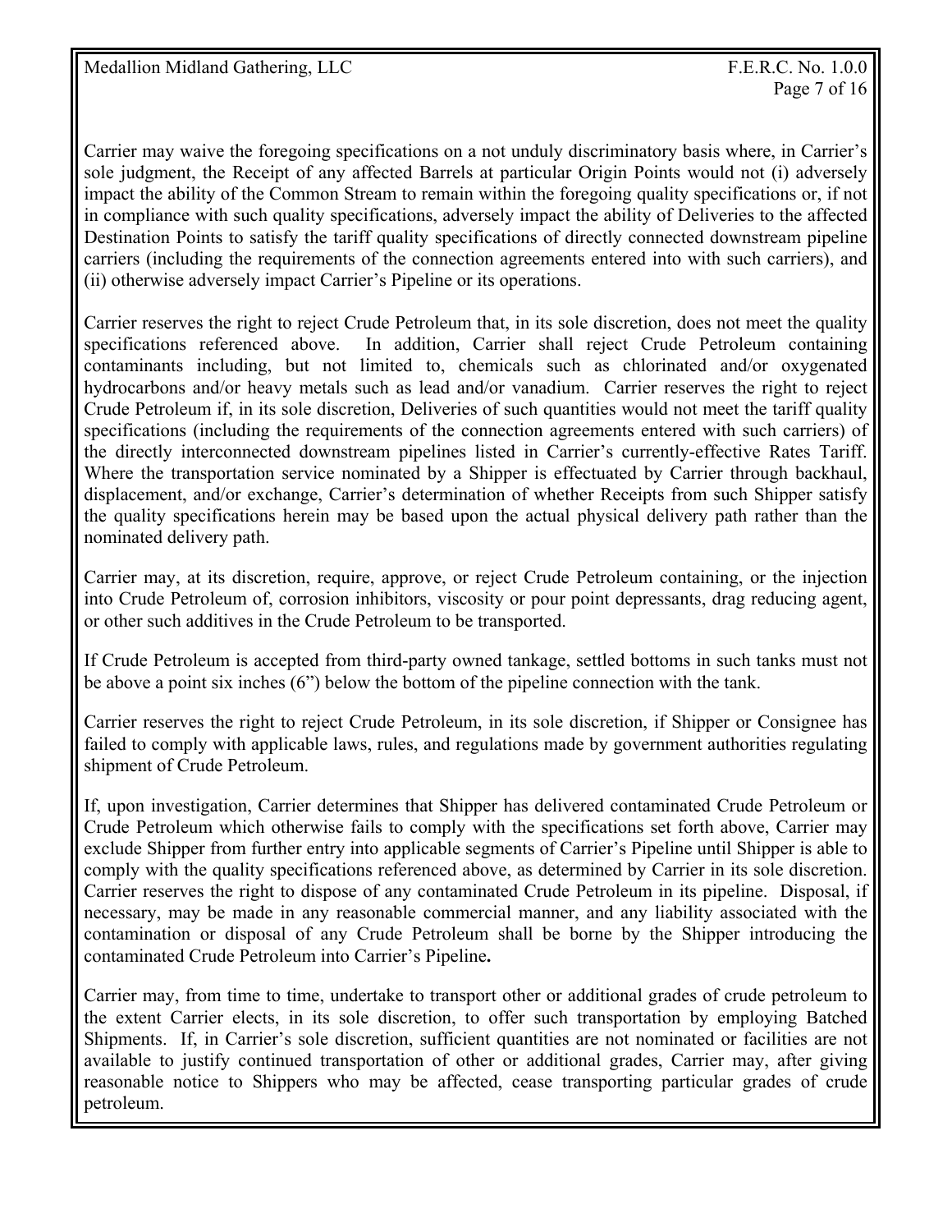Carrier may waive the foregoing specifications on a not unduly discriminatory basis where, in Carrier's sole judgment, the Receipt of any affected Barrels at particular Origin Points would not (i) adversely impact the ability of the Common Stream to remain within the foregoing quality specifications or, if not in compliance with such quality specifications, adversely impact the ability of Deliveries to the affected Destination Points to satisfy the tariff quality specifications of directly connected downstream pipeline carriers (including the requirements of the connection agreements entered into with such carriers), and (ii) otherwise adversely impact Carrier's Pipeline or its operations.

Carrier reserves the right to reject Crude Petroleum that, in its sole discretion, does not meet the quality specifications referenced above. In addition, Carrier shall reject Crude Petroleum containing contaminants including, but not limited to, chemicals such as chlorinated and/or oxygenated hydrocarbons and/or heavy metals such as lead and/or vanadium. Carrier reserves the right to reject Crude Petroleum if, in its sole discretion, Deliveries of such quantities would not meet the tariff quality specifications (including the requirements of the connection agreements entered with such carriers) of the directly interconnected downstream pipelines listed in Carrier's currently-effective Rates Tariff. Where the transportation service nominated by a Shipper is effectuated by Carrier through backhaul, displacement, and/or exchange, Carrier's determination of whether Receipts from such Shipper satisfy the quality specifications herein may be based upon the actual physical delivery path rather than the nominated delivery path.

Carrier may, at its discretion, require, approve, or reject Crude Petroleum containing, or the injection into Crude Petroleum of, corrosion inhibitors, viscosity or pour point depressants, drag reducing agent, or other such additives in the Crude Petroleum to be transported.

If Crude Petroleum is accepted from third-party owned tankage, settled bottoms in such tanks must not be above a point six inches (6") below the bottom of the pipeline connection with the tank.

Carrier reserves the right to reject Crude Petroleum, in its sole discretion, if Shipper or Consignee has failed to comply with applicable laws, rules, and regulations made by government authorities regulating shipment of Crude Petroleum.

If, upon investigation, Carrier determines that Shipper has delivered contaminated Crude Petroleum or Crude Petroleum which otherwise fails to comply with the specifications set forth above, Carrier may exclude Shipper from further entry into applicable segments of Carrier's Pipeline until Shipper is able to comply with the quality specifications referenced above, as determined by Carrier in its sole discretion. Carrier reserves the right to dispose of any contaminated Crude Petroleum in its pipeline. Disposal, if necessary, may be made in any reasonable commercial manner, and any liability associated with the contamination or disposal of any Crude Petroleum shall be borne by the Shipper introducing the contaminated Crude Petroleum into Carrier's Pipeline.

Carrier may, from time to time, undertake to transport other or additional grades of crude petroleum to the extent Carrier elects, in its sole discretion, to offer such transportation by employing Batched Shipments. If, in Carrier's sole discretion, sufficient quantities are not nominated or facilities are not available to justify continued transportation of other or additional grades, Carrier may, after giving reasonable notice to Shippers who may be affected, cease transporting particular grades of crude petroleum.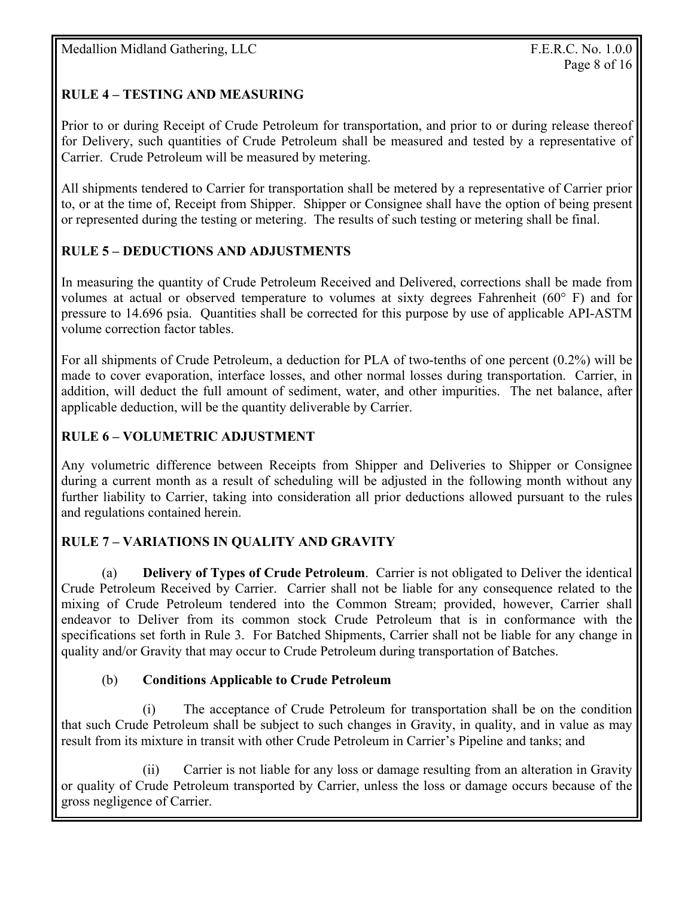## RULE 4 – TESTING AND MEASURING

Prior to or during Receipt of Crude Petroleum for transportation, and prior to or during release thereof for Delivery, such quantities of Crude Petroleum shall be measured and tested by a representative of Carrier. Crude Petroleum will be measured by metering.

All shipments tendered to Carrier for transportation shall be metered by a representative of Carrier prior to, or at the time of, Receipt from Shipper. Shipper or Consignee shall have the option of being present or represented during the testing or metering. The results of such testing or metering shall be final.

## RULE 5 – DEDUCTIONS AND ADJUSTMENTS

In measuring the quantity of Crude Petroleum Received and Delivered, corrections shall be made from volumes at actual or observed temperature to volumes at sixty degrees Fahrenheit (60° F) and for pressure to 14.696 psia. Quantities shall be corrected for this purpose by use of applicable API-ASTM volume correction factor tables.

For all shipments of Crude Petroleum, a deduction for PLA of two-tenths of one percent (0.2%) will be made to cover evaporation, interface losses, and other normal losses during transportation. Carrier, in addition, will deduct the full amount of sediment, water, and other impurities. The net balance, after applicable deduction, will be the quantity deliverable by Carrier.

## RULE 6 – VOLUMETRIC ADJUSTMENT

Any volumetric difference between Receipts from Shipper and Deliveries to Shipper or Consignee during a current month as a result of scheduling will be adjusted in the following month without any further liability to Carrier, taking into consideration all prior deductions allowed pursuant to the rules and regulations contained herein.

## RULE 7 – VARIATIONS IN QUALITY AND GRAVITY

(a) **Delivery of Types of Crude Petroleum**. Carrier is not obligated to Deliver the identical Crude Petroleum Received by Carrier. Carrier shall not be liable for any consequence related to the mixing of Crude Petroleum tendered into the Common Stream; provided, however, Carrier shall endeavor to Deliver from its common stock Crude Petroleum that is in conformance with the specifications set forth in Rule 3. For Batched Shipments, Carrier shall not be liable for any change in quality and/or Gravity that may occur to Crude Petroleum during transportation of Batches.

(b) **Conditions Applicable to Crude Petroleum**

(i) The acceptance of Crude Petroleum for transportation shall be on the condition that such Crude Petroleum shall be subject to such changes in Gravity, in quality, and in value as may result from its mixture in transit with other Crude Petroleum in Carrier's Pipeline and tanks; and

(ii) Carrier is not liable for any loss or damage resulting from an alteration in Gravity or quality of Crude Petroleum transported by Carrier, unless the loss or damage occurs because of the gross negligence of Carrier.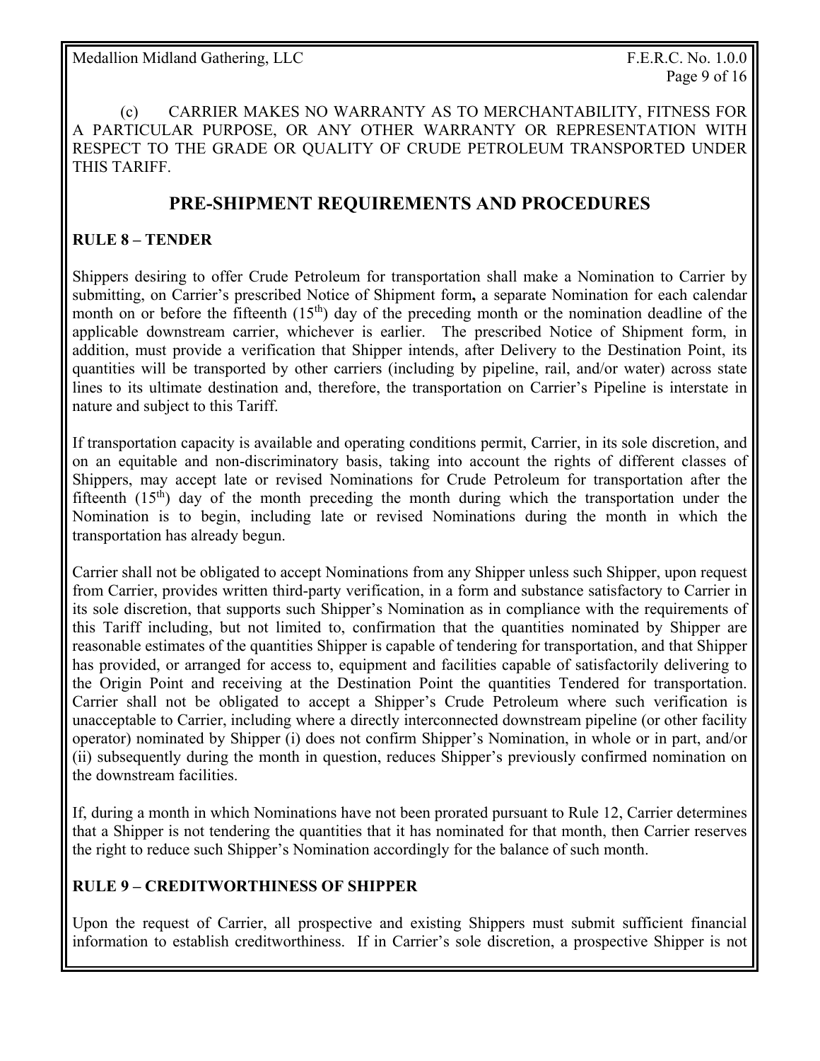(c) CARRIER MAKES NO WARRANTY AS TO MERCHANTABILITY, FITNESS FOR A PARTICULAR PURPOSE, OR ANY OTHER WARRANTY OR REPRESENTATION WITH RESPECT TO THE GRADE OR QUALITY OF CRUDE PETROLEUM TRANSPORTED UNDER THIS TARIFF.

## PRE-SHIPMENT REQUIREMENTS AND PROCEDURES

### RULE 8 – TENDER

Shippers desiring to offer Crude Petroleum for transportation shall make a Nomination to Carrier by submitting, on Carrier's prescribed Notice of Shipment form**,** a separate Nomination for each calendar month on or before the fifteenth (15th) day of the preceding month or the nomination deadline of the applicable downstream carrier, whichever is earlier. The prescribed Notice of Shipment form, in addition, must provide a verification that Shipper intends, after Delivery to the Destination Point, its quantities will be transported by other carriers (including by pipeline, rail, and/or water) across state lines to its ultimate destination and, therefore, the transportation on Carrier's Pipeline is interstate in nature and subject to this Tariff.

If transportation capacity is available and operating conditions permit, Carrier, in its sole discretion, and on an equitable and non-discriminatory basis, taking into account the rights of different classes of Shippers, may accept late or revised Nominations for Crude Petroleum for transportation after the fifteenth (15th) day of the month preceding the month during which the transportation under the Nomination is to begin, including late or revised Nominations during the month in which the transportation has already begun.

Carrier shall not be obligated to accept Nominations from any Shipper unless such Shipper, upon request from Carrier, provides written third-party verification, in a form and substance satisfactory to Carrier in its sole discretion, that supports such Shipper's Nomination as in compliance with the requirements of this Tariff including, but not limited to, confirmation that the quantities nominated by Shipper are reasonable estimates of the quantities Shipper is capable of tendering for transportation, and that Shipper has provided, or arranged for access to, equipment and facilities capable of satisfactorily delivering to the Origin Point and receiving at the Destination Point the quantities Tendered for transportation. Carrier shall not be obligated to accept a Shipper's Crude Petroleum where such verification is unacceptable to Carrier, including where a directly interconnected downstream pipeline (or other facility operator) nominated by Shipper (i) does not confirm Shipper's Nomination, in whole or in part, and/or (ii) subsequently during the month in question, reduces Shipper's previously confirmed nomination on the downstream facilities.

If, during a month in which Nominations have not been prorated pursuant to Rule 12, Carrier determines that a Shipper is not tendering the quantities that it has nominated for that month, then Carrier reserves the right to reduce such Shipper's Nomination accordingly for the balance of such month.

### RULE 9 – CREDITWORTHINESS OF SHIPPER

Upon the request of Carrier, all prospective and existing Shippers must submit sufficient financial information to establish creditworthiness. If in Carrier's sole discretion, a prospective Shipper is not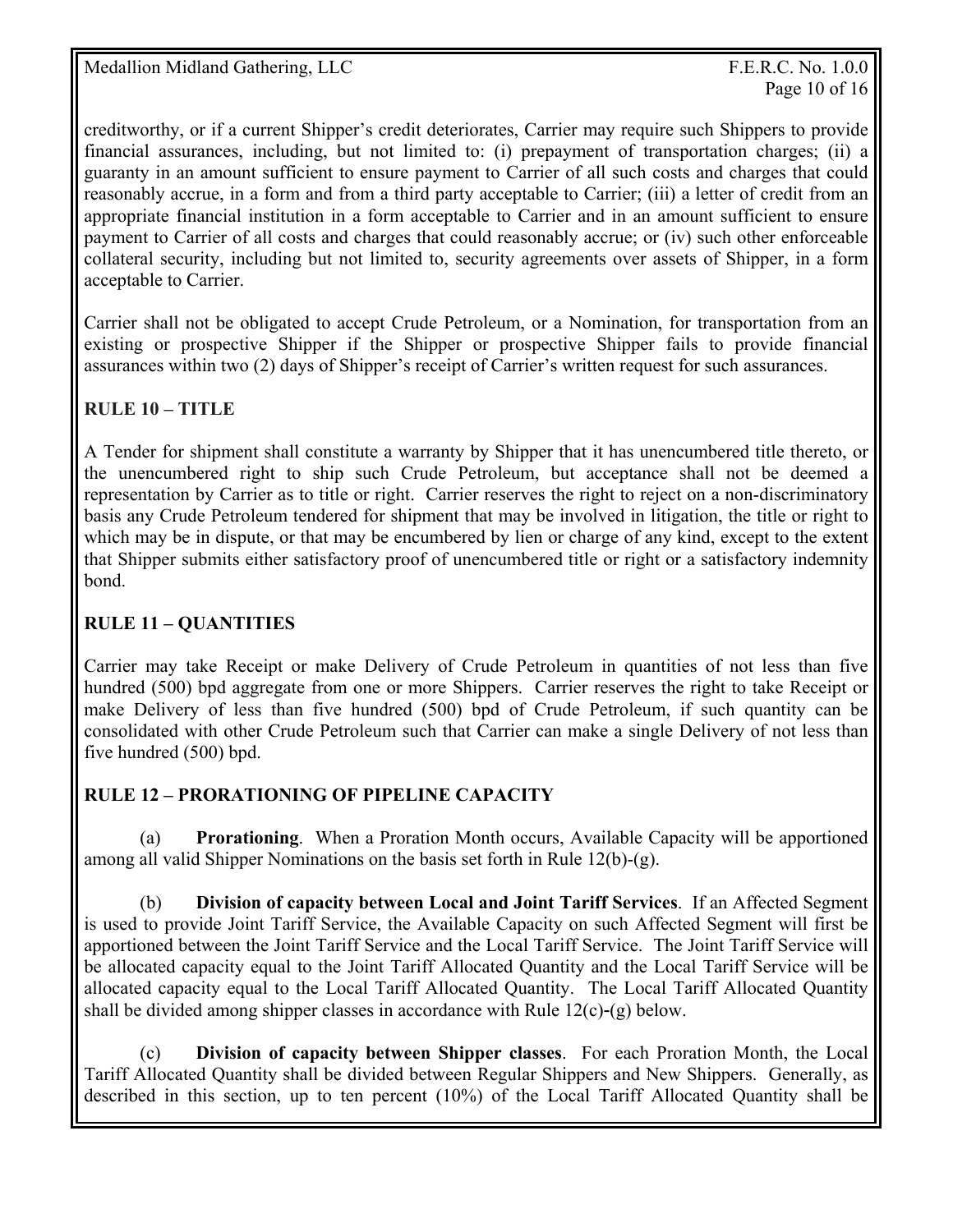creditworthy, or if a current Shipper's credit deteriorates, Carrier may require such Shippers to provide financial assurances, including, but not limited to: (i) prepayment of transportation charges; (ii) a guaranty in an amount sufficient to ensure payment to Carrier of all such costs and charges that could reasonably accrue, in a form and from a third party acceptable to Carrier; (iii) a letter of credit from an appropriate financial institution in a form acceptable to Carrier and in an amount sufficient to ensure payment to Carrier of all costs and charges that could reasonably accrue; or (iv) such other enforceable collateral security, including but not limited to, security agreements over assets of Shipper, in a form acceptable to Carrier.

Carrier shall not be obligated to accept Crude Petroleum, or a Nomination, for transportation from an existing or prospective Shipper if the Shipper or prospective Shipper fails to provide financial assurances within two (2) days of Shipper's receipt of Carrier's written request for such assurances.

## RULE 10 – TITLE

A Tender for shipment shall constitute a warranty by Shipper that it has unencumbered title thereto, or the unencumbered right to ship such Crude Petroleum, but acceptance shall not be deemed a representation by Carrier as to title or right. Carrier reserves the right to reject on a non-discriminatory basis any Crude Petroleum tendered for shipment that may be involved in litigation, the title or right to which may be in dispute, or that may be encumbered by lien or charge of any kind, except to the extent that Shipper submits either satisfactory proof of unencumbered title or right or a satisfactory indemnity bond.

## RULE 11 – QUANTITIES

Carrier may take Receipt or make Delivery of Crude Petroleum in quantities of not less than five hundred (500) bpd aggregate from one or more Shippers. Carrier reserves the right to take Receipt or make Delivery of less than five hundred (500) bpd of Crude Petroleum, if such quantity can be consolidated with other Crude Petroleum such that Carrier can make a single Delivery of not less than five hundred (500) bpd.

## RULE 12 – PRORATIONING OF PIPELINE CAPACITY

(a) **Prorationing**. When a Proration Month occurs, Available Capacity will be apportioned among all valid Shipper Nominations on the basis set forth in Rule 12(b)-(g).

(b) **Division of capacity between Local and Joint Tariff Services**. If an Affected Segment is used to provide Joint Tariff Service, the Available Capacity on such Affected Segment will first be apportioned between the Joint Tariff Service and the Local Tariff Service. The Joint Tariff Service will be allocated capacity equal to the Joint Tariff Allocated Quantity and the Local Tariff Service will be allocated capacity equal to the Local Tariff Allocated Quantity. The Local Tariff Allocated Quantity shall be divided among shipper classes in accordance with Rule 12(c)-(g) below.

(c) **Division of capacity between Shipper classes**. For each Proration Month, the Local Tariff Allocated Quantity shall be divided between Regular Shippers and New Shippers. Generally, as described in this section, up to ten percent (10%) of the Local Tariff Allocated Quantity shall be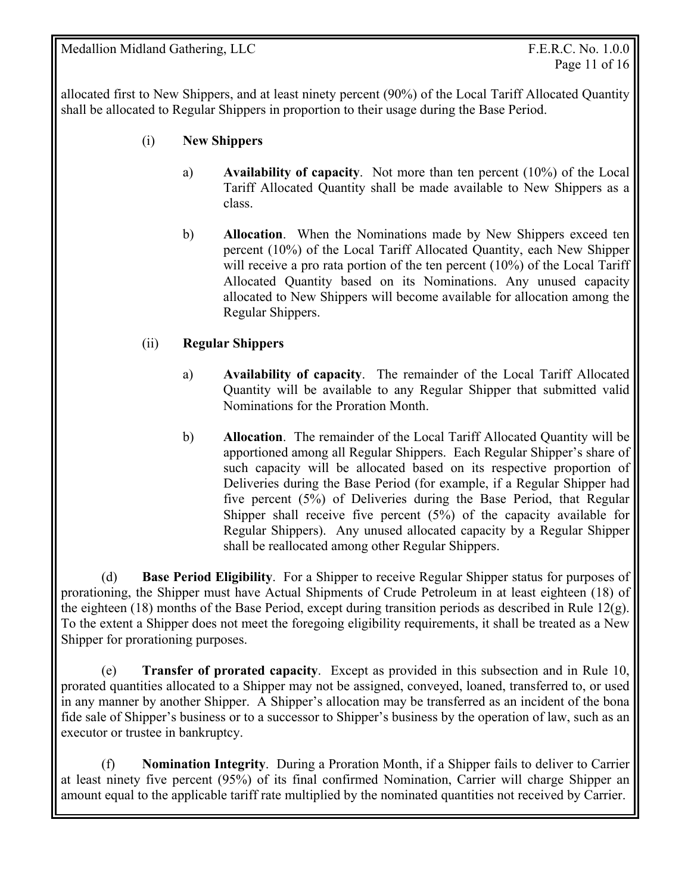allocated first to New Shippers, and at least ninety percent (90%) of the Local Tariff Allocated Quantity shall be allocated to Regular Shippers in proportion to their usage during the Base Period.

(i) **New Shippers**

a) **Availability of capacity**. Not more than ten percent (10%) of the Local Tariff Allocated Quantity shall be made available to New Shippers as a class.

b) **Allocation**. When the Nominations made by New Shippers exceed ten percent (10%) of the Local Tariff Allocated Quantity, each New Shipper will receive a pro rata portion of the ten percent (10%) of the Local Tariff Allocated Quantity based on its Nominations. Any unused capacity allocated to New Shippers will become available for allocation among the Regular Shippers.

(ii) **Regular Shippers**

a) **Availability of capacity**. The remainder of the Local Tariff Allocated Quantity will be available to any Regular Shipper that submitted valid Nominations for the Proration Month.

b) **Allocation**. The remainder of the Local Tariff Allocated Quantity will be apportioned among all Regular Shippers. Each Regular Shipper's share of such capacity will be allocated based on its respective proportion of Deliveries during the Base Period (for example, if a Regular Shipper had five percent (5%) of Deliveries during the Base Period, that Regular Shipper shall receive five percent (5%) of the capacity available for Regular Shippers). Any unused allocated capacity by a Regular Shipper shall be reallocated among other Regular Shippers.

(d) **Base Period Eligibility**. For a Shipper to receive Regular Shipper status for purposes of prorationing, the Shipper must have Actual Shipments of Crude Petroleum in at least eighteen (18) of the eighteen (18) months of the Base Period, except during transition periods as described in Rule 12(g). To the extent a Shipper does not meet the foregoing eligibility requirements, it shall be treated as a New Shipper for prorationing purposes.

(e) **Transfer of prorated capacity**. Except as provided in this subsection and in Rule 10, prorated quantities allocated to a Shipper may not be assigned, conveyed, loaned, transferred to, or used in any manner by another Shipper. A Shipper's allocation may be transferred as an incident of the bona fide sale of Shipper's business or to a successor to Shipper's business by the operation of law, such as an executor or trustee in bankruptcy.

(f) **Nomination Integrity**. During a Proration Month, if a Shipper fails to deliver to Carrier at least ninety five percent (95%) of its final confirmed Nomination, Carrier will charge Shipper an amount equal to the applicable tariff rate multiplied by the nominated quantities not received by Carrier.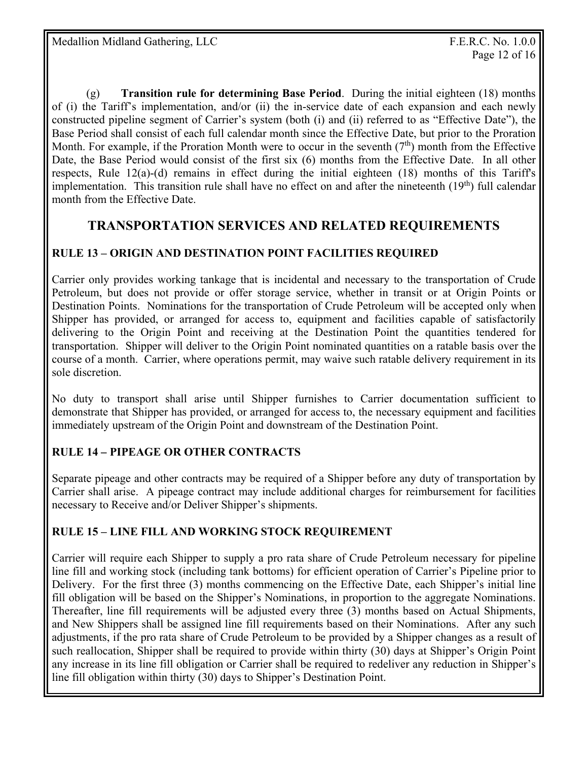(g) **Transition rule for determining Base Period**. During the initial eighteen (18) months of (i) the Tariff's implementation, and/or (ii) the in-service date of each expansion and each newly constructed pipeline segment of Carrier's system (both (i) and (ii) referred to as "Effective Date"), the Base Period shall consist of each full calendar month since the Effective Date, but prior to the Proration Month. For example, if the Proration Month were to occur in the seventh (7th) month from the Effective Date, the Base Period would consist of the first six (6) months from the Effective Date. In all other respects, Rule 12(a)-(d) remains in effect during the initial eighteen (18) months of this Tariff's implementation. This transition rule shall have no effect on and after the nineteenth (19th) full calendar month from the Effective Date.

## TRANSPORTATION SERVICES AND RELATED REQUIREMENTS

### RULE 13 – ORIGIN AND DESTINATION POINT FACILITIES REQUIRED

Carrier only provides working tankage that is incidental and necessary to the transportation of Crude Petroleum, but does not provide or offer storage service, whether in transit or at Origin Points or Destination Points. Nominations for the transportation of Crude Petroleum will be accepted only when Shipper has provided, or arranged for access to, equipment and facilities capable of satisfactorily delivering to the Origin Point and receiving at the Destination Point the quantities tendered for transportation. Shipper will deliver to the Origin Point nominated quantities on a ratable basis over the course of a month. Carrier, where operations permit, may waive such ratable delivery requirement in its sole discretion.

No duty to transport shall arise until Shipper furnishes to Carrier documentation sufficient to demonstrate that Shipper has provided, or arranged for access to, the necessary equipment and facilities immediately upstream of the Origin Point and downstream of the Destination Point.

### RULE 14 – PIPEAGE OR OTHER CONTRACTS

Separate pipeage and other contracts may be required of a Shipper before any duty of transportation by Carrier shall arise. A pipeage contract may include additional charges for reimbursement for facilities necessary to Receive and/or Deliver Shipper's shipments.

### RULE 15 – LINE FILL AND WORKING STOCK REQUIREMENT

Carrier will require each Shipper to supply a pro rata share of Crude Petroleum necessary for pipeline line fill and working stock (including tank bottoms) for efficient operation of Carrier's Pipeline prior to Delivery. For the first three (3) months commencing on the Effective Date, each Shipper's initial line fill obligation will be based on the Shipper's Nominations, in proportion to the aggregate Nominations. Thereafter, line fill requirements will be adjusted every three (3) months based on Actual Shipments, and New Shippers shall be assigned line fill requirements based on their Nominations. After any such adjustments, if the pro rata share of Crude Petroleum to be provided by a Shipper changes as a result of such reallocation, Shipper shall be required to provide within thirty (30) days at Shipper's Origin Point any increase in its line fill obligation or Carrier shall be required to redeliver any reduction in Shipper's line fill obligation within thirty (30) days to Shipper's Destination Point.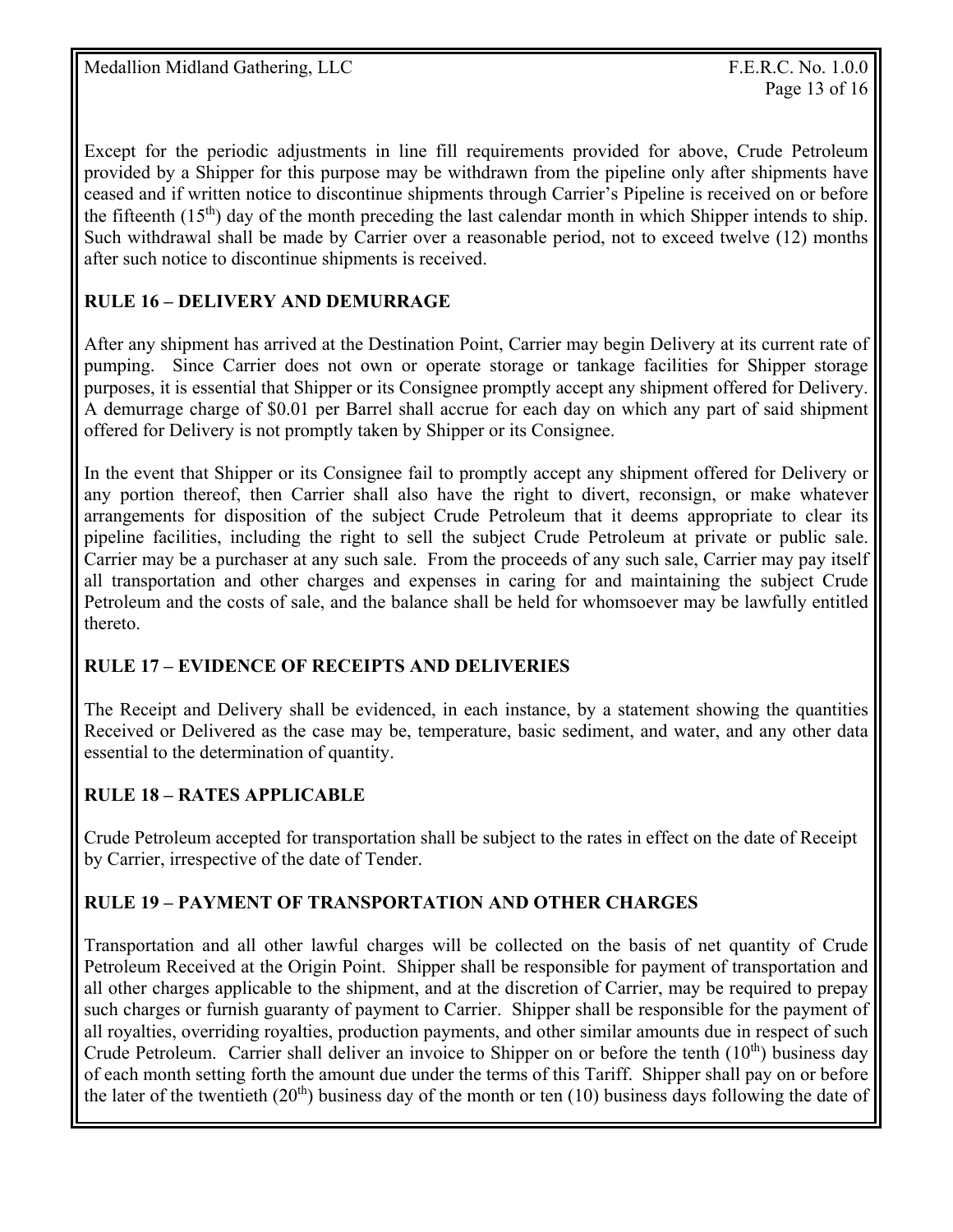Except for the periodic adjustments in line fill requirements provided for above, Crude Petroleum provided by a Shipper for this purpose may be withdrawn from the pipeline only after shipments have ceased and if written notice to discontinue shipments through Carrier's Pipeline is received on or before the fifteenth (15th) day of the month preceding the last calendar month in which Shipper intends to ship. Such withdrawal shall be made by Carrier over a reasonable period, not to exceed twelve (12) months after such notice to discontinue shipments is received.

## RULE 16 – DELIVERY AND DEMURRAGE

After any shipment has arrived at the Destination Point, Carrier may begin Delivery at its current rate of pumping. Since Carrier does not own or operate storage or tankage facilities for Shipper storage purposes, it is essential that Shipper or its Consignee promptly accept any shipment offered for Delivery. A demurrage charge of $0.01 per Barrel shall accrue for each day on which any part of said shipment offered for Delivery is not promptly taken by Shipper or its Consignee.

In the event that Shipper or its Consignee fail to promptly accept any shipment offered for Delivery or any portion thereof, then Carrier shall also have the right to divert, reconsign, or make whatever arrangements for disposition of the subject Crude Petroleum that it deems appropriate to clear its pipeline facilities, including the right to sell the subject Crude Petroleum at private or public sale. Carrier may be a purchaser at any such sale. From the proceeds of any such sale, Carrier may pay itself all transportation and other charges and expenses in caring for and maintaining the subject Crude Petroleum and the costs of sale, and the balance shall be held for whomsoever may be lawfully entitled thereto.

## RULE 17 – EVIDENCE OF RECEIPTS AND DELIVERIES

The Receipt and Delivery shall be evidenced, in each instance, by a statement showing the quantities Received or Delivered as the case may be, temperature, basic sediment, and water, and any other data essential to the determination of quantity.

## RULE 18 – RATES APPLICABLE

Crude Petroleum accepted for transportation shall be subject to the rates in effect on the date of Receipt by Carrier, irrespective of the date of Tender.

## RULE 19 – PAYMENT OF TRANSPORTATION AND OTHER CHARGES

Transportation and all other lawful charges will be collected on the basis of net quantity of Crude Petroleum Received at the Origin Point. Shipper shall be responsible for payment of transportation and all other charges applicable to the shipment, and at the discretion of Carrier, may be required to prepay such charges or furnish guaranty of payment to Carrier. Shipper shall be responsible for the payment of all royalties, overriding royalties, production payments, and other similar amounts due in respect of such Crude Petroleum. Carrier shall deliver an invoice to Shipper on or before the tenth (10th) business day of each month setting forth the amount due under the terms of this Tariff. Shipper shall pay on or before the later of the twentieth (20th) business day of the month or ten (10) business days following the date of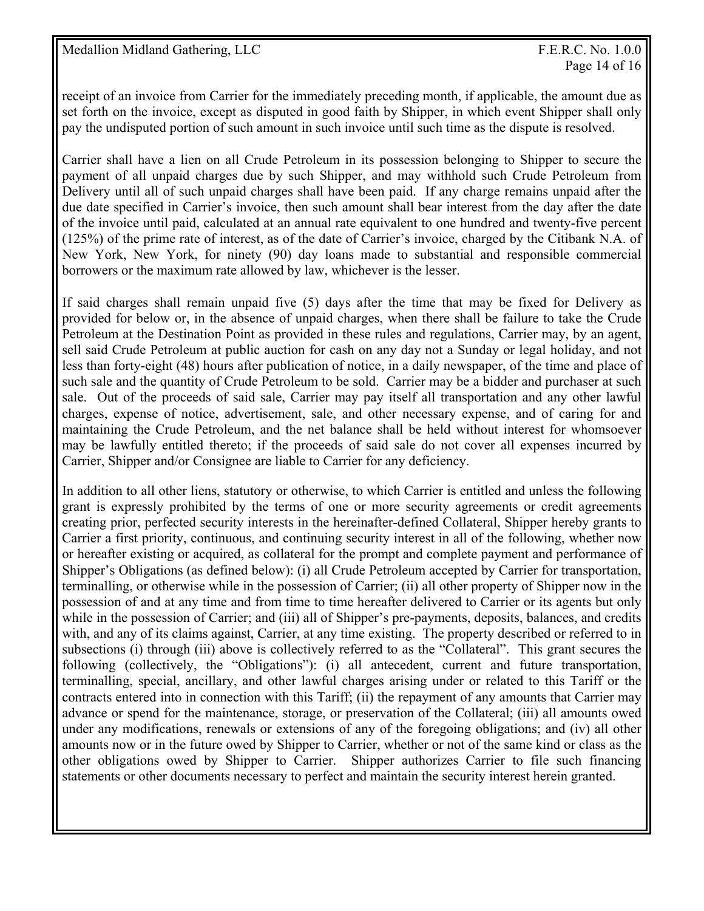receipt of an invoice from Carrier for the immediately preceding month, if applicable, the amount due as set forth on the invoice, except as disputed in good faith by Shipper, in which event Shipper shall only pay the undisputed portion of such amount in such invoice until such time as the dispute is resolved.

Carrier shall have a lien on all Crude Petroleum in its possession belonging to Shipper to secure the payment of all unpaid charges due by such Shipper, and may withhold such Crude Petroleum from Delivery until all of such unpaid charges shall have been paid. If any charge remains unpaid after the due date specified in Carrier's invoice, then such amount shall bear interest from the day after the date of the invoice until paid, calculated at an annual rate equivalent to one hundred and twenty-five percent (125%) of the prime rate of interest, as of the date of Carrier's invoice, charged by the Citibank N.A. of New York, New York, for ninety (90) day loans made to substantial and responsible commercial borrowers or the maximum rate allowed by law, whichever is the lesser.

If said charges shall remain unpaid five (5) days after the time that may be fixed for Delivery as provided for below or, in the absence of unpaid charges, when there shall be failure to take the Crude Petroleum at the Destination Point as provided in these rules and regulations, Carrier may, by an agent, sell said Crude Petroleum at public auction for cash on any day not a Sunday or legal holiday, and not less than forty-eight (48) hours after publication of notice, in a daily newspaper, of the time and place of such sale and the quantity of Crude Petroleum to be sold. Carrier may be a bidder and purchaser at such sale. Out of the proceeds of said sale, Carrier may pay itself all transportation and any other lawful charges, expense of notice, advertisement, sale, and other necessary expense, and of caring for and maintaining the Crude Petroleum, and the net balance shall be held without interest for whomsoever may be lawfully entitled thereto; if the proceeds of said sale do not cover all expenses incurred by Carrier, Shipper and/or Consignee are liable to Carrier for any deficiency.

In addition to all other liens, statutory or otherwise, to which Carrier is entitled and unless the following grant is expressly prohibited by the terms of one or more security agreements or credit agreements creating prior, perfected security interests in the hereinafter-defined Collateral, Shipper hereby grants to Carrier a first priority, continuous, and continuing security interest in all of the following, whether now or hereafter existing or acquired, as collateral for the prompt and complete payment and performance of Shipper's Obligations (as defined below): (i) all Crude Petroleum accepted by Carrier for transportation, terminalling, or otherwise while in the possession of Carrier; (ii) all other property of Shipper now in the possession of and at any time and from time to time hereafter delivered to Carrier or its agents but only while in the possession of Carrier; and (iii) all of Shipper's pre-payments, deposits, balances, and credits with, and any of its claims against, Carrier, at any time existing. The property described or referred to in subsections (i) through (iii) above is collectively referred to as the "Collateral". This grant secures the following (collectively, the "Obligations"): (i) all antecedent, current and future transportation, terminalling, special, ancillary, and other lawful charges arising under or related to this Tariff or the contracts entered into in connection with this Tariff; (ii) the repayment of any amounts that Carrier may advance or spend for the maintenance, storage, or preservation of the Collateral; (iii) all amounts owed under any modifications, renewals or extensions of any of the foregoing obligations; and (iv) all other amounts now or in the future owed by Shipper to Carrier, whether or not of the same kind or class as the other obligations owed by Shipper to Carrier. Shipper authorizes Carrier to file such financing statements or other documents necessary to perfect and maintain the security interest herein granted.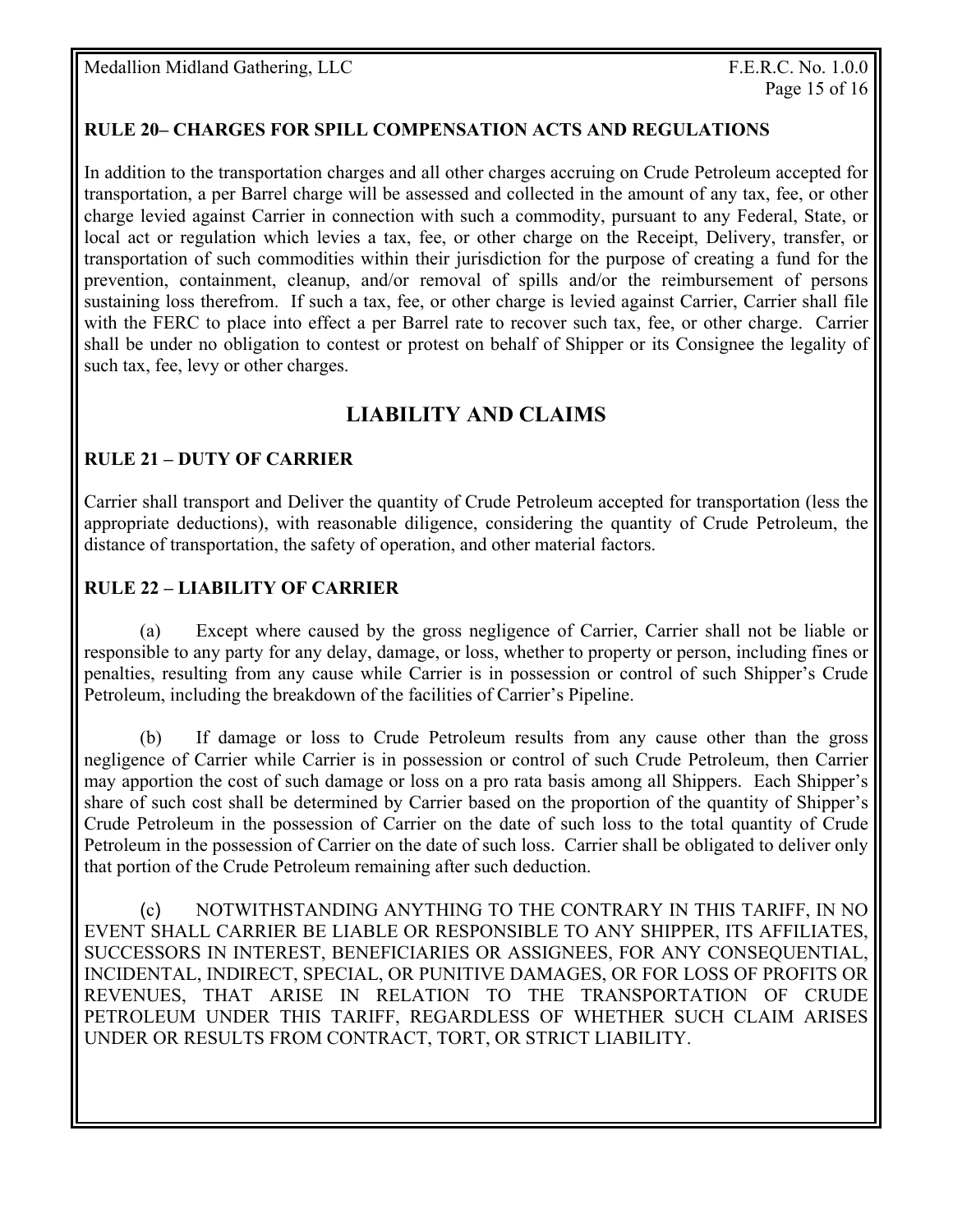### RULE 20– CHARGES FOR SPILL COMPENSATION ACTS AND REGULATIONS

In addition to the transportation charges and all other charges accruing on Crude Petroleum accepted for transportation, a per Barrel charge will be assessed and collected in the amount of any tax, fee, or other charge levied against Carrier in connection with such a commodity, pursuant to any Federal, State, or local act or regulation which levies a tax, fee, or other charge on the Receipt, Delivery, transfer, or transportation of such commodities within their jurisdiction for the purpose of creating a fund for the prevention, containment, cleanup, and/or removal of spills and/or the reimbursement of persons sustaining loss therefrom. If such a tax, fee, or other charge is levied against Carrier, Carrier shall file with the FERC to place into effect a per Barrel rate to recover such tax, fee, or other charge. Carrier shall be under no obligation to contest or protest on behalf of Shipper or its Consignee the legality of such tax, fee, levy or other charges.

## LIABILITY AND CLAIMS

### RULE 21 – DUTY OF CARRIER

Carrier shall transport and Deliver the quantity of Crude Petroleum accepted for transportation (less the appropriate deductions), with reasonable diligence, considering the quantity of Crude Petroleum, the distance of transportation, the safety of operation, and other material factors.

### RULE 22 – LIABILITY OF CARRIER

(a) Except where caused by the gross negligence of Carrier, Carrier shall not be liable or responsible to any party for any delay, damage, or loss, whether to property or person, including fines or penalties, resulting from any cause while Carrier is in possession or control of such Shipper's Crude Petroleum, including the breakdown of the facilities of Carrier's Pipeline.

(b) If damage or loss to Crude Petroleum results from any cause other than the gross negligence of Carrier while Carrier is in possession or control of such Crude Petroleum, then Carrier may apportion the cost of such damage or loss on a pro rata basis among all Shippers. Each Shipper's share of such cost shall be determined by Carrier based on the proportion of the quantity of Shipper's Crude Petroleum in the possession of Carrier on the date of such loss to the total quantity of Crude Petroleum in the possession of Carrier on the date of such loss. Carrier shall be obligated to deliver only that portion of the Crude Petroleum remaining after such deduction.

(c) NOTWITHSTANDING ANYTHING TO THE CONTRARY IN THIS TARIFF, IN NO EVENT SHALL CARRIER BE LIABLE OR RESPONSIBLE TO ANY SHIPPER, ITS AFFILIATES, SUCCESSORS IN INTEREST, BENEFICIARIES OR ASSIGNEES, FOR ANY CONSEQUENTIAL, INCIDENTAL, INDIRECT, SPECIAL, OR PUNITIVE DAMAGES, OR FOR LOSS OF PROFITS OR REVENUES, THAT ARISE IN RELATION TO THE TRANSPORTATION OF CRUDE PETROLEUM UNDER THIS TARIFF, REGARDLESS OF WHETHER SUCH CLAIM ARISES UNDER OR RESULTS FROM CONTRACT, TORT, OR STRICT LIABILITY.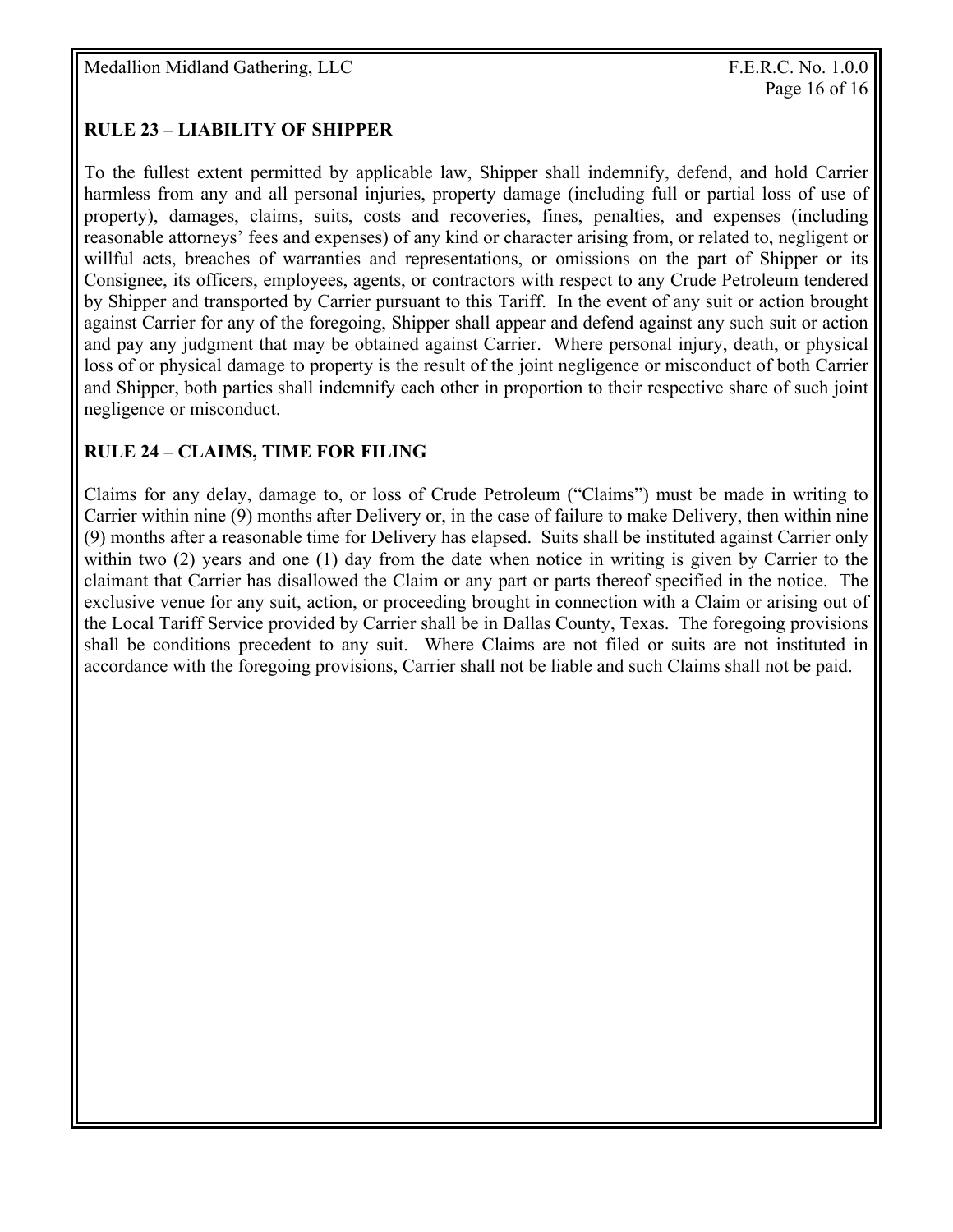## RULE 23 – LIABILITY OF SHIPPER

To the fullest extent permitted by applicable law, Shipper shall indemnify, defend, and hold Carrier harmless from any and all personal injuries, property damage (including full or partial loss of use of property), damages, claims, suits, costs and recoveries, fines, penalties, and expenses (including reasonable attorneys' fees and expenses) of any kind or character arising from, or related to, negligent or willful acts, breaches of warranties and representations, or omissions on the part of Shipper or its Consignee, its officers, employees, agents, or contractors with respect to any Crude Petroleum tendered by Shipper and transported by Carrier pursuant to this Tariff. In the event of any suit or action brought against Carrier for any of the foregoing, Shipper shall appear and defend against any such suit or action and pay any judgment that may be obtained against Carrier. Where personal injury, death, or physical loss of or physical damage to property is the result of the joint negligence or misconduct of both Carrier and Shipper, both parties shall indemnify each other in proportion to their respective share of such joint negligence or misconduct.

## RULE 24 – CLAIMS, TIME FOR FILING

Claims for any delay, damage to, or loss of Crude Petroleum ("Claims") must be made in writing to Carrier within nine (9) months after Delivery or, in the case of failure to make Delivery, then within nine (9) months after a reasonable time for Delivery has elapsed. Suits shall be instituted against Carrier only within two (2) years and one (1) day from the date when notice in writing is given by Carrier to the claimant that Carrier has disallowed the Claim or any part or parts thereof specified in the notice. The exclusive venue for any suit, action, or proceeding brought in connection with a Claim or arising out of the Local Tariff Service provided by Carrier shall be in Dallas County, Texas. The foregoing provisions shall be conditions precedent to any suit. Where Claims are not filed or suits are not instituted in accordance with the foregoing provisions, Carrier shall not be liable and such Claims shall not be paid.